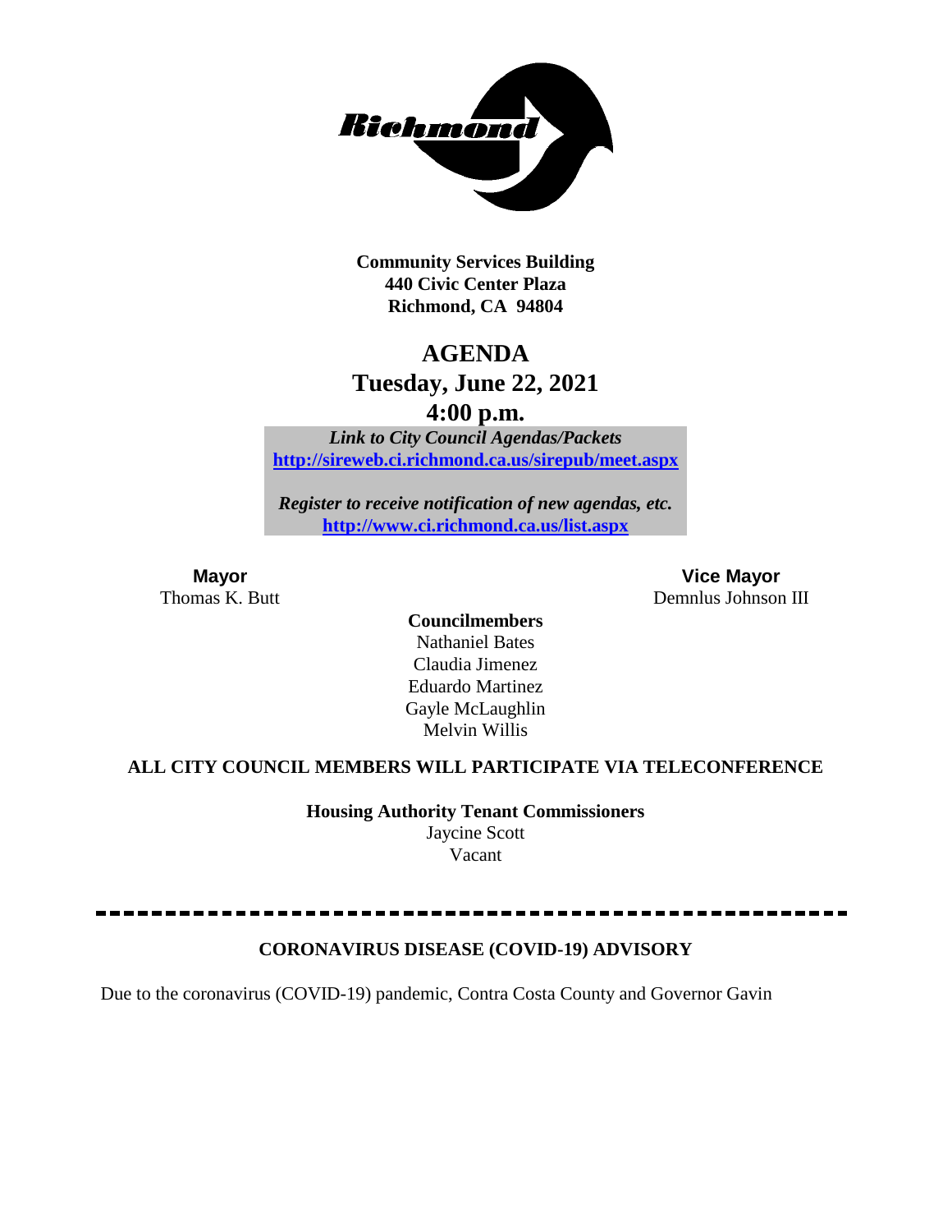**Community Services Building**
**440 Civic Center Plaza**
**Richmond, CA 94804**

# AGENDA

## Tuesday, June 22, 2021

## 4:00 p.m.

***Link to City Council Agendas/Packets***
**[http://sireweb.ci.richmond.ca.us/sirepub/meet.aspx](http://sireweb.ci.richmond.ca.us/sirepub/meet.aspx)**

***Register to receive notification of new agendas, etc.***
**[http://www.ci.richmond.ca.us/list.aspx](http://www.ci.richmond.ca.us/list.aspx)**

**Mayor**
Thomas K. Butt

**Vice Mayor**
Demnlus Johnson III

**Councilmembers**
Nathaniel Bates
Claudia Jimenez
Eduardo Martinez
Gayle McLaughlin
Melvin Willis

**ALL CITY COUNCIL MEMBERS WILL PARTICIPATE VIA TELECONFERENCE**

**Housing Authority Tenant Commissioners**
Jaycine Scott
Vacant

---

**CORONAVIRUS DISEASE (COVID-19) ADVISORY**

Due to the coronavirus (COVID-19) pandemic, Contra Costa County and Governor Gavin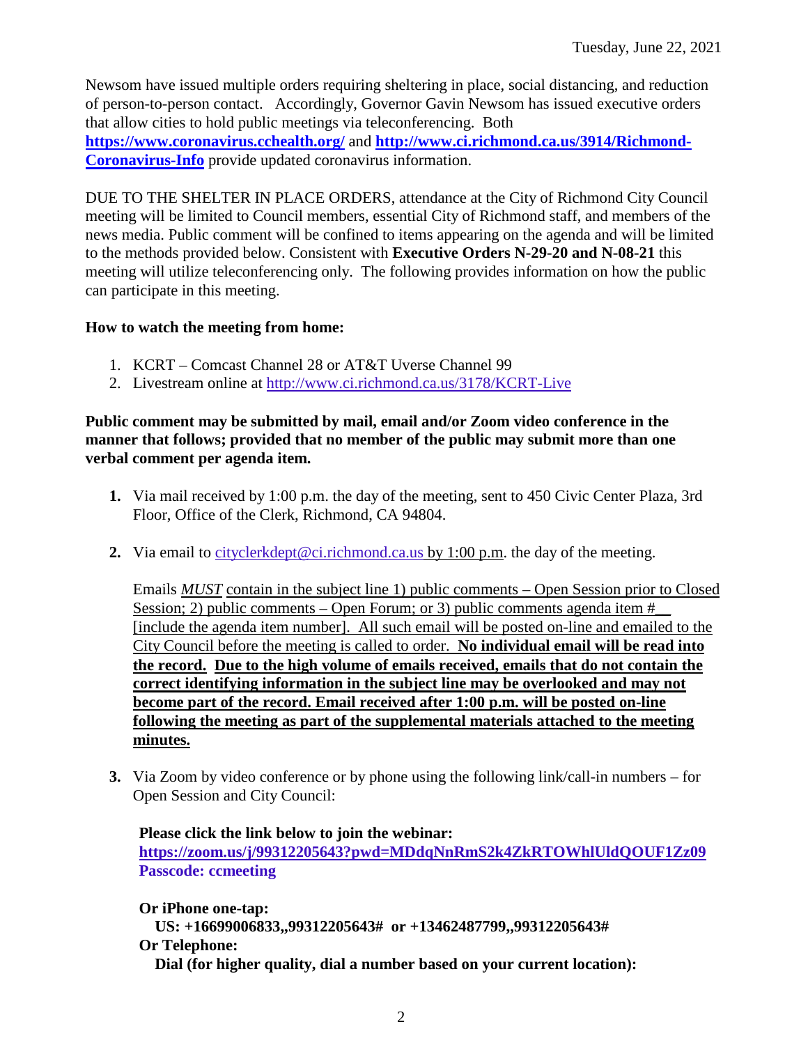Newsom have issued multiple orders requiring sheltering in place, social distancing, and reduction of person-to-person contact. Accordingly, Governor Gavin Newsom has issued executive orders that allow cities to hold public meetings via teleconferencing. Both **https://www.coronavirus.cchealth.org/** and **http://www.ci.richmond.ca.us/3914/Richmond-Coronavirus-Info** provide updated coronavirus information.

DUE TO THE SHELTER IN PLACE ORDERS, attendance at the City of Richmond City Council meeting will be limited to Council members, essential City of Richmond staff, and members of the news media. Public comment will be confined to items appearing on the agenda and will be limited to the methods provided below. Consistent with **Executive Orders N-29-20 and N-08-21** this meeting will utilize teleconferencing only. The following provides information on how the public can participate in this meeting.

**How to watch the meeting from home:**

1. KCRT – Comcast Channel 28 or AT&T Uverse Channel 99
2. Livestream online at http://www.ci.richmond.ca.us/3178/KCRT-Live

**Public comment may be submitted by mail, email and/or Zoom video conference in the manner that follows; provided that no member of the public may submit more than one verbal comment per agenda item.**

1. Via mail received by 1:00 p.m. the day of the meeting, sent to 450 Civic Center Plaza, 3rd Floor, Office of the Clerk, Richmond, CA 94804.

2. Via email to cityclerkdept@ci.richmond.ca.us by 1:00 p.m. the day of the meeting.

   Emails ***MUST*** contain in the subject line 1) public comments – Open Session prior to Closed Session; 2) public comments – Open Forum; or 3) public comments agenda item #__ [include the agenda item number]. All such email will be posted on-line and emailed to the City Council before the meeting is called to order. **No individual email will be read into the record. Due to the high volume of emails received, emails that do not contain the correct identifying information in the subject line may be overlooked and may not become part of the record. Email received after 1:00 p.m. will be posted on-line following the meeting as part of the supplemental materials attached to the meeting minutes.**

3. Via Zoom by video conference or by phone using the following link/call-in numbers – for Open Session and City Council:

   **Please click the link below to join the webinar:**
   **https://zoom.us/j/99312205643?pwd=MDdqNnRmS2k4ZkRTOWhlUldQOUF1Zz09**
   **Passcode: ccmeeting**

   **Or iPhone one-tap:**
   **US: +16699006833,,99312205643# or +13462487799,,99312205643#**
   **Or Telephone:**
   **Dial (for higher quality, dial a number based on your current location):**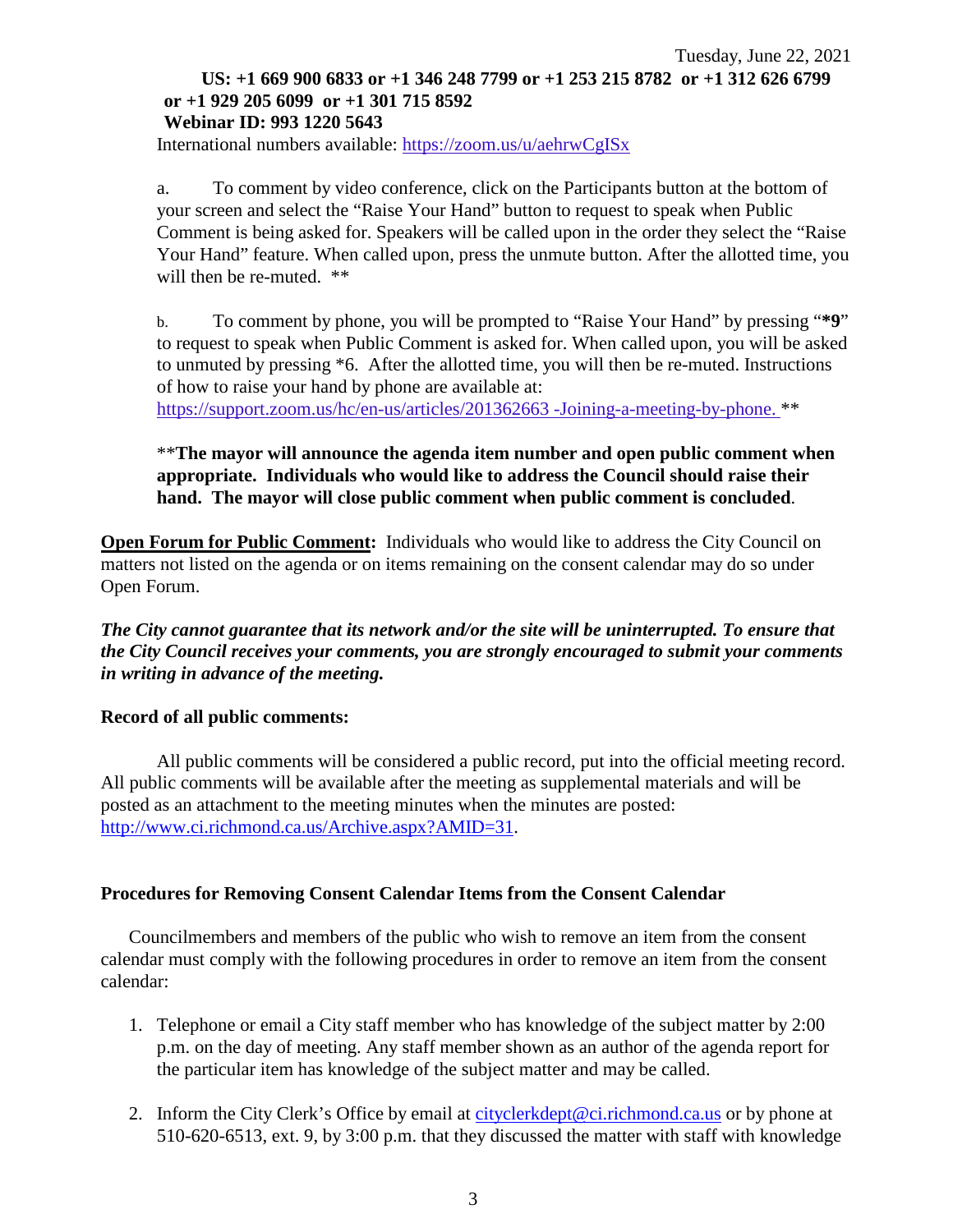Tuesday, June 22, 2021

**US: +1 669 900 6833 or +1 346 248 7799 or +1 253 215 8782 or +1 312 626 6799 or +1 929 205 6099 or +1 301 715 8592**
**Webinar ID: 993 1220 5643**

International numbers available: https://zoom.us/u/aehrwCgISx

a. To comment by video conference, click on the Participants button at the bottom of your screen and select the "Raise Your Hand" button to request to speak when Public Comment is being asked for. Speakers will be called upon in the order they select the "Raise Your Hand" feature. When called upon, press the unmute button. After the allotted time, you will then be re-muted. **

b. To comment by phone, you will be prompted to "Raise Your Hand" by pressing "***9**" to request to speak when Public Comment is asked for. When called upon, you will be asked to unmuted by pressing *6. After the allotted time, you will then be re-muted. Instructions of how to raise your hand by phone are available at: https://support.zoom.us/hc/en-us/articles/201362663 -Joining-a-meeting-by-phone. **

****The mayor will announce the agenda item number and open public comment when appropriate. Individuals who would like to address the Council should raise their hand. The mayor will close public comment when public comment is concluded**.

**Open Forum for Public Comment:** Individuals who would like to address the City Council on matters not listed on the agenda or on items remaining on the consent calendar may do so under Open Forum.

***The City cannot guarantee that its network and/or the site will be uninterrupted. To ensure that the City Council receives your comments, you are strongly encouraged to submit your comments in writing in advance of the meeting.***

**Record of all public comments:**

All public comments will be considered a public record, put into the official meeting record. All public comments will be available after the meeting as supplemental materials and will be posted as an attachment to the meeting minutes when the minutes are posted: http://www.ci.richmond.ca.us/Archive.aspx?AMID=31.

**Procedures for Removing Consent Calendar Items from the Consent Calendar**

Councilmembers and members of the public who wish to remove an item from the consent calendar must comply with the following procedures in order to remove an item from the consent calendar:

1. Telephone or email a City staff member who has knowledge of the subject matter by 2:00 p.m. on the day of meeting. Any staff member shown as an author of the agenda report for the particular item has knowledge of the subject matter and may be called.
2. Inform the City Clerk's Office by email at cityclerkdept@ci.richmond.ca.us or by phone at 510-620-6513, ext. 9, by 3:00 p.m. that they discussed the matter with staff with knowledge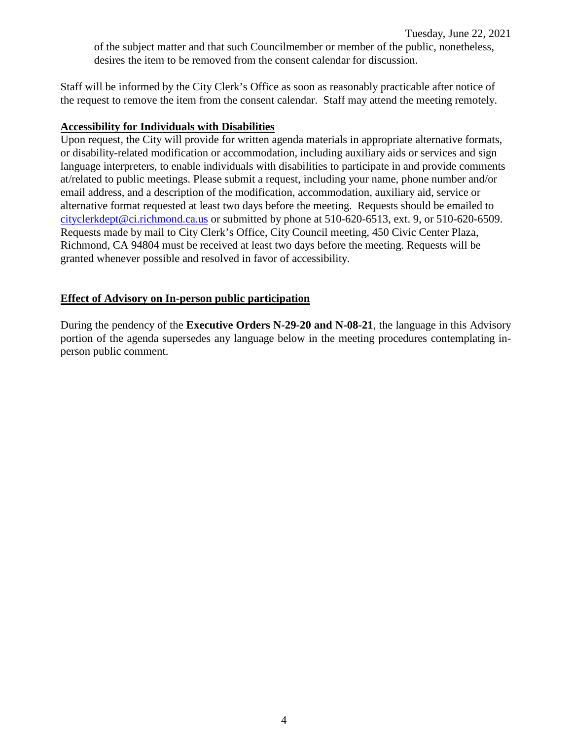of the subject matter and that such Councilmember or member of the public, nonetheless, desires the item to be removed from the consent calendar for discussion.

Staff will be informed by the City Clerk's Office as soon as reasonably practicable after notice of the request to remove the item from the consent calendar. Staff may attend the meeting remotely.

**Accessibility for Individuals with Disabilities**

Upon request, the City will provide for written agenda materials in appropriate alternative formats, or disability-related modification or accommodation, including auxiliary aids or services and sign language interpreters, to enable individuals with disabilities to participate in and provide comments at/related to public meetings. Please submit a request, including your name, phone number and/or email address, and a description of the modification, accommodation, auxiliary aid, service or alternative format requested at least two days before the meeting. Requests should be emailed to cityclerkdept@ci.richmond.ca.us or submitted by phone at 510-620-6513, ext. 9, or 510-620-6509. Requests made by mail to City Clerk's Office, City Council meeting, 450 Civic Center Plaza, Richmond, CA 94804 must be received at least two days before the meeting. Requests will be granted whenever possible and resolved in favor of accessibility.

**Effect of Advisory on In-person public participation**

During the pendency of the **Executive Orders N-29-20 and N-08-21**, the language in this Advisory portion of the agenda supersedes any language below in the meeting procedures contemplating in-person public comment.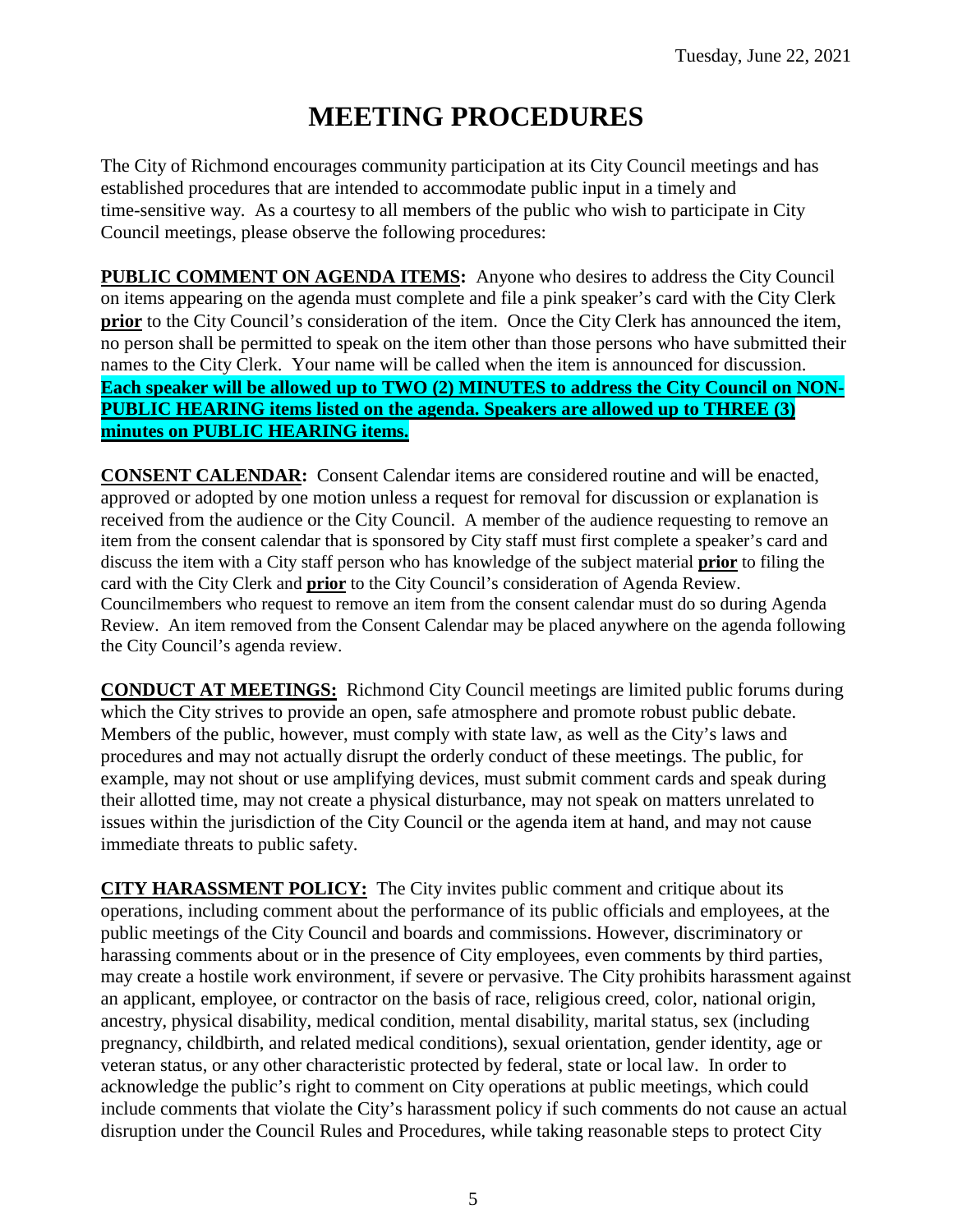# MEETING PROCEDURES

The City of Richmond encourages community participation at its City Council meetings and has established procedures that are intended to accommodate public input in a timely and time-sensitive way. As a courtesy to all members of the public who wish to participate in City Council meetings, please observe the following procedures:

**PUBLIC COMMENT ON AGENDA ITEMS:** Anyone who desires to address the City Council on items appearing on the agenda must complete and file a pink speaker's card with the City Clerk **prior** to the City Council's consideration of the item. Once the City Clerk has announced the item, no person shall be permitted to speak on the item other than those persons who have submitted their names to the City Clerk. Your name will be called when the item is announced for discussion. **Each speaker will be allowed up to TWO (2) MINUTES to address the City Council on NON-PUBLIC HEARING items listed on the agenda. Speakers are allowed up to THREE (3) minutes on PUBLIC HEARING items.**

**CONSENT CALENDAR:** Consent Calendar items are considered routine and will be enacted, approved or adopted by one motion unless a request for removal for discussion or explanation is received from the audience or the City Council. A member of the audience requesting to remove an item from the consent calendar that is sponsored by City staff must first complete a speaker's card and discuss the item with a City staff person who has knowledge of the subject material **prior** to filing the card with the City Clerk and **prior** to the City Council's consideration of Agenda Review. Councilmembers who request to remove an item from the consent calendar must do so during Agenda Review. An item removed from the Consent Calendar may be placed anywhere on the agenda following the City Council's agenda review.

**CONDUCT AT MEETINGS:** Richmond City Council meetings are limited public forums during which the City strives to provide an open, safe atmosphere and promote robust public debate. Members of the public, however, must comply with state law, as well as the City's laws and procedures and may not actually disrupt the orderly conduct of these meetings. The public, for example, may not shout or use amplifying devices, must submit comment cards and speak during their allotted time, may not create a physical disturbance, may not speak on matters unrelated to issues within the jurisdiction of the City Council or the agenda item at hand, and may not cause immediate threats to public safety.

**CITY HARASSMENT POLICY:** The City invites public comment and critique about its operations, including comment about the performance of its public officials and employees, at the public meetings of the City Council and boards and commissions. However, discriminatory or harassing comments about or in the presence of City employees, even comments by third parties, may create a hostile work environment, if severe or pervasive. The City prohibits harassment against an applicant, employee, or contractor on the basis of race, religious creed, color, national origin, ancestry, physical disability, medical condition, mental disability, marital status, sex (including pregnancy, childbirth, and related medical conditions), sexual orientation, gender identity, age or veteran status, or any other characteristic protected by federal, state or local law. In order to acknowledge the public's right to comment on City operations at public meetings, which could include comments that violate the City's harassment policy if such comments do not cause an actual disruption under the Council Rules and Procedures, while taking reasonable steps to protect City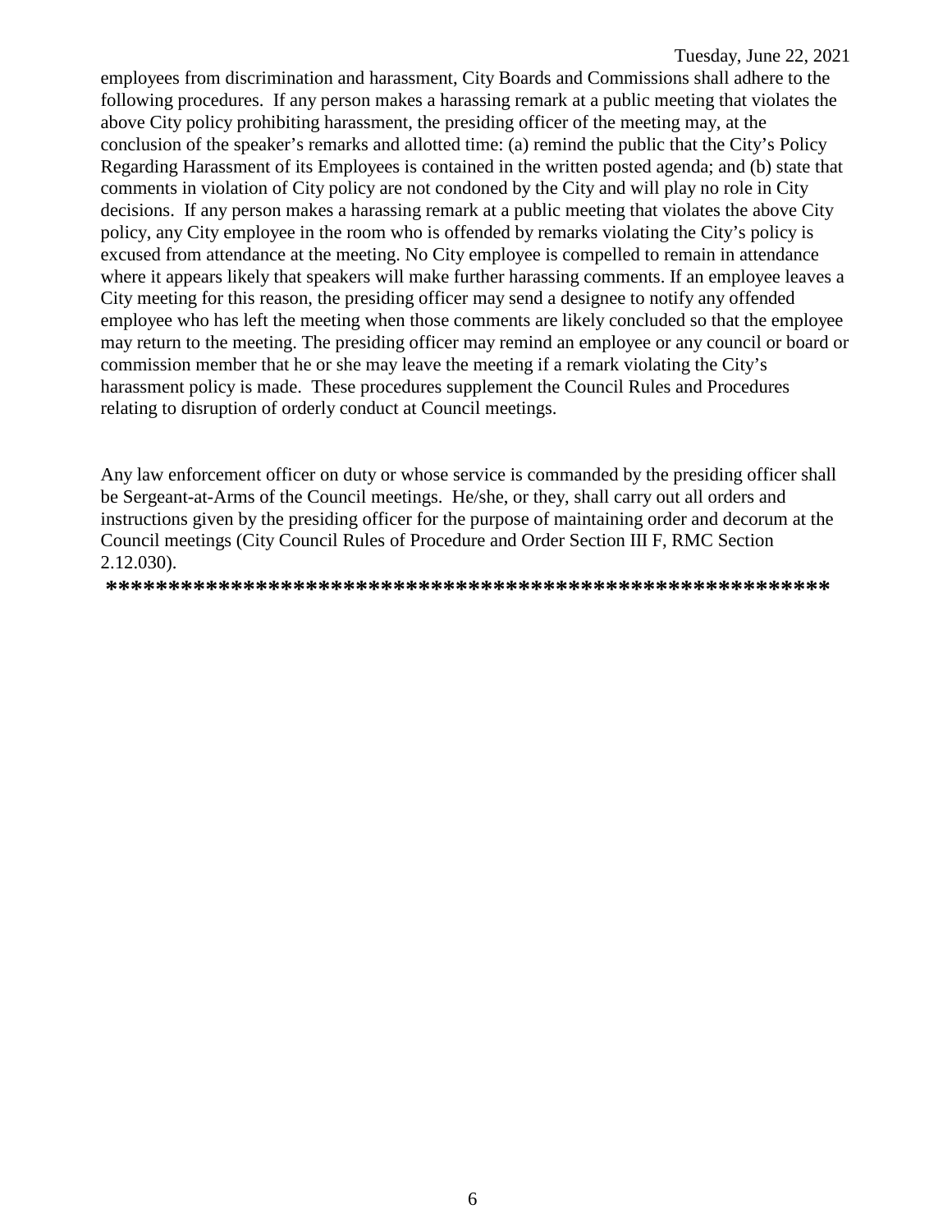employees from discrimination and harassment, City Boards and Commissions shall adhere to the following procedures. If any person makes a harassing remark at a public meeting that violates the above City policy prohibiting harassment, the presiding officer of the meeting may, at the conclusion of the speaker's remarks and allotted time: (a) remind the public that the City's Policy Regarding Harassment of its Employees is contained in the written posted agenda; and (b) state that comments in violation of City policy are not condoned by the City and will play no role in City decisions. If any person makes a harassing remark at a public meeting that violates the above City policy, any City employee in the room who is offended by remarks violating the City's policy is excused from attendance at the meeting. No City employee is compelled to remain in attendance where it appears likely that speakers will make further harassing comments. If an employee leaves a City meeting for this reason, the presiding officer may send a designee to notify any offended employee who has left the meeting when those comments are likely concluded so that the employee may return to the meeting. The presiding officer may remind an employee or any council or board or commission member that he or she may leave the meeting if a remark violating the City's harassment policy is made. These procedures supplement the Council Rules and Procedures relating to disruption of orderly conduct at Council meetings.

Any law enforcement officer on duty or whose service is commanded by the presiding officer shall be Sergeant-at-Arms of the Council meetings. He/she, or they, shall carry out all orders and instructions given by the presiding officer for the purpose of maintaining order and decorum at the Council meetings (City Council Rules of Procedure and Order Section III F, RMC Section 2.12.030).

**********************************************************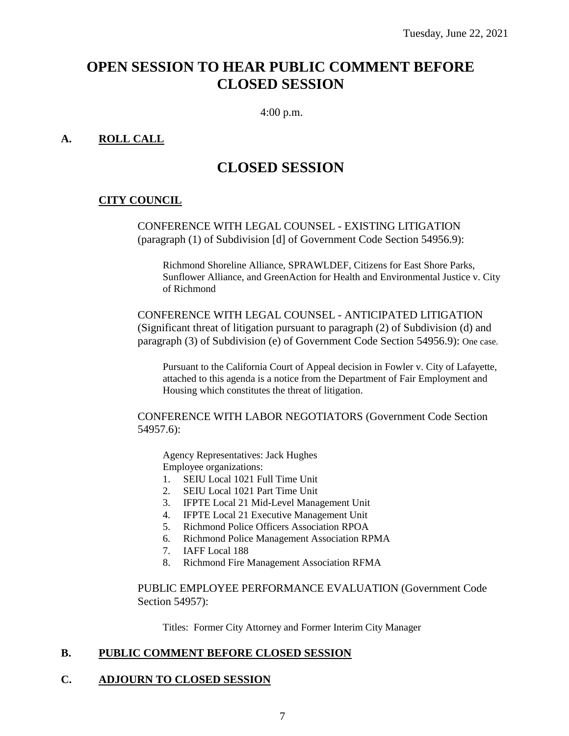Tuesday, June 22, 2021

# OPEN SESSION TO HEAR PUBLIC COMMENT BEFORE CLOSED SESSION

4:00 p.m.

## A. ROLL CALL

# CLOSED SESSION

### CITY COUNCIL

CONFERENCE WITH LEGAL COUNSEL - EXISTING LITIGATION (paragraph (1) of Subdivision [d] of Government Code Section 54956.9):

Richmond Shoreline Alliance, SPRAWLDEF, Citizens for East Shore Parks, Sunflower Alliance, and GreenAction for Health and Environmental Justice v. City of Richmond

CONFERENCE WITH LEGAL COUNSEL - ANTICIPATED LITIGATION (Significant threat of litigation pursuant to paragraph (2) of Subdivision (d) and paragraph (3) of Subdivision (e) of Government Code Section 54956.9): One case.

Pursuant to the California Court of Appeal decision in Fowler v. City of Lafayette, attached to this agenda is a notice from the Department of Fair Employment and Housing which constitutes the threat of litigation.

CONFERENCE WITH LABOR NEGOTIATORS (Government Code Section 54957.6):

Agency Representatives: Jack Hughes
Employee organizations:

1. SEIU Local 1021 Full Time Unit
2. SEIU Local 1021 Part Time Unit
3. IFPTE Local 21 Mid-Level Management Unit
4. IFPTE Local 21 Executive Management Unit
5. Richmond Police Officers Association RPOA
6. Richmond Police Management Association RPMA
7. IAFF Local 188
8. Richmond Fire Management Association RFMA

PUBLIC EMPLOYEE PERFORMANCE EVALUATION (Government Code Section 54957):

Titles: Former City Attorney and Former Interim City Manager

## B. PUBLIC COMMENT BEFORE CLOSED SESSION

## C. ADJOURN TO CLOSED SESSION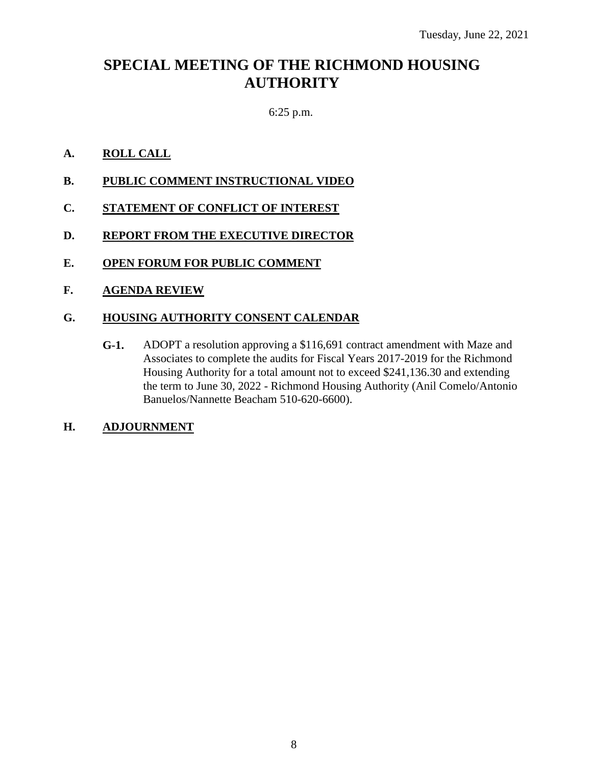Tuesday, June 22, 2021

# SPECIAL MEETING OF THE RICHMOND HOUSING AUTHORITY

6:25 p.m.

**A. ROLL CALL**

**B. PUBLIC COMMENT INSTRUCTIONAL VIDEO**

**C. STATEMENT OF CONFLICT OF INTEREST**

**D. REPORT FROM THE EXECUTIVE DIRECTOR**

**E. OPEN FORUM FOR PUBLIC COMMENT**

**F. AGENDA REVIEW**

**G. HOUSING AUTHORITY CONSENT CALENDAR**

**G-1.** ADOPT a resolution approving a $116,691 contract amendment with Maze and Associates to complete the audits for Fiscal Years 2017-2019 for the Richmond Housing Authority for a total amount not to exceed $241,136.30 and extending the term to June 30, 2022 - Richmond Housing Authority (Anil Comelo/Antonio Banuelos/Nannette Beacham 510-620-6600).

**H. ADJOURNMENT**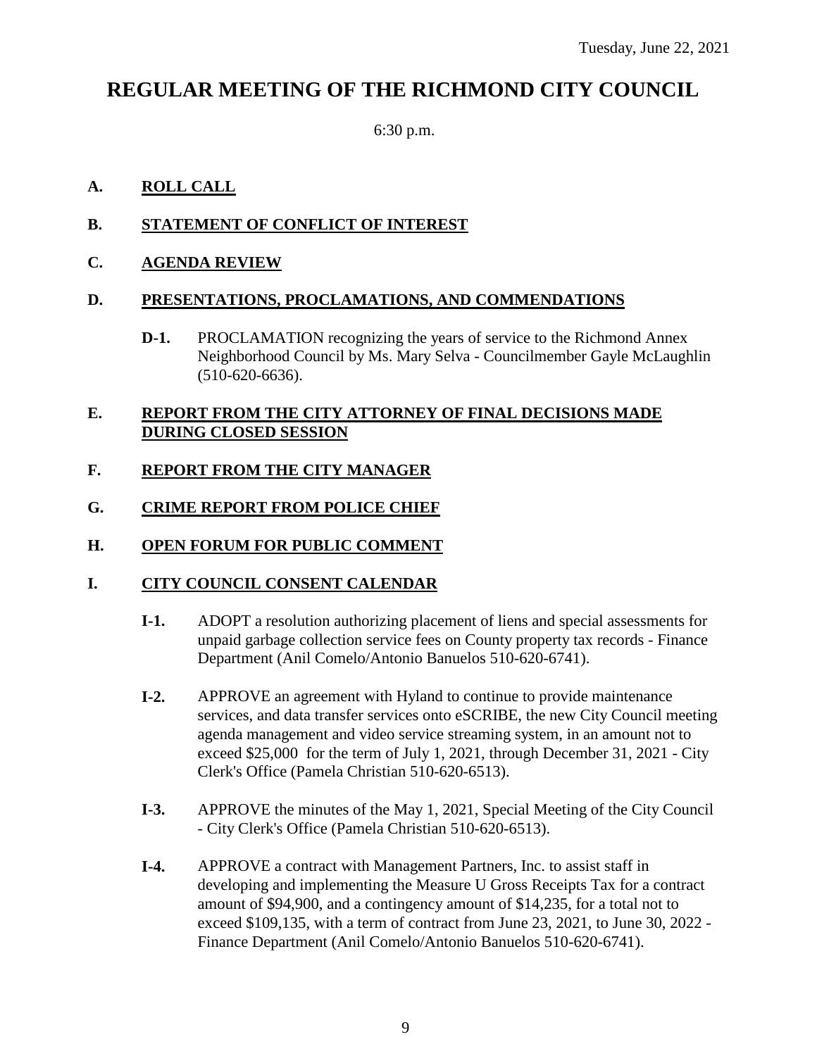Tuesday, June 22, 2021

# REGULAR MEETING OF THE RICHMOND CITY COUNCIL

6:30 p.m.

**A. ROLL CALL**

**B. STATEMENT OF CONFLICT OF INTEREST**

**C. AGENDA REVIEW**

**D. PRESENTATIONS, PROCLAMATIONS, AND COMMENDATIONS**

**D-1.** PROCLAMATION recognizing the years of service to the Richmond Annex Neighborhood Council by Ms. Mary Selva - Councilmember Gayle McLaughlin (510-620-6636).

**E. REPORT FROM THE CITY ATTORNEY OF FINAL DECISIONS MADE DURING CLOSED SESSION**

**F. REPORT FROM THE CITY MANAGER**

**G. CRIME REPORT FROM POLICE CHIEF**

**H. OPEN FORUM FOR PUBLIC COMMENT**

**I. CITY COUNCIL CONSENT CALENDAR**

**I-1.** ADOPT a resolution authorizing placement of liens and special assessments for unpaid garbage collection service fees on County property tax records - Finance Department (Anil Comelo/Antonio Banuelos 510-620-6741).

**I-2.** APPROVE an agreement with Hyland to continue to provide maintenance services, and data transfer services onto eSCRIBE, the new City Council meeting agenda management and video service streaming system, in an amount not to exceed $25,000 for the term of July 1, 2021, through December 31, 2021 - City Clerk's Office (Pamela Christian 510-620-6513).

**I-3.** APPROVE the minutes of the May 1, 2021, Special Meeting of the City Council - City Clerk's Office (Pamela Christian 510-620-6513).

**I-4.** APPROVE a contract with Management Partners, Inc. to assist staff in developing and implementing the Measure U Gross Receipts Tax for a contract amount of $94,900, and a contingency amount of $14,235, for a total not to exceed $109,135, with a term of contract from June 23, 2021, to June 30, 2022 - Finance Department (Anil Comelo/Antonio Banuelos 510-620-6741).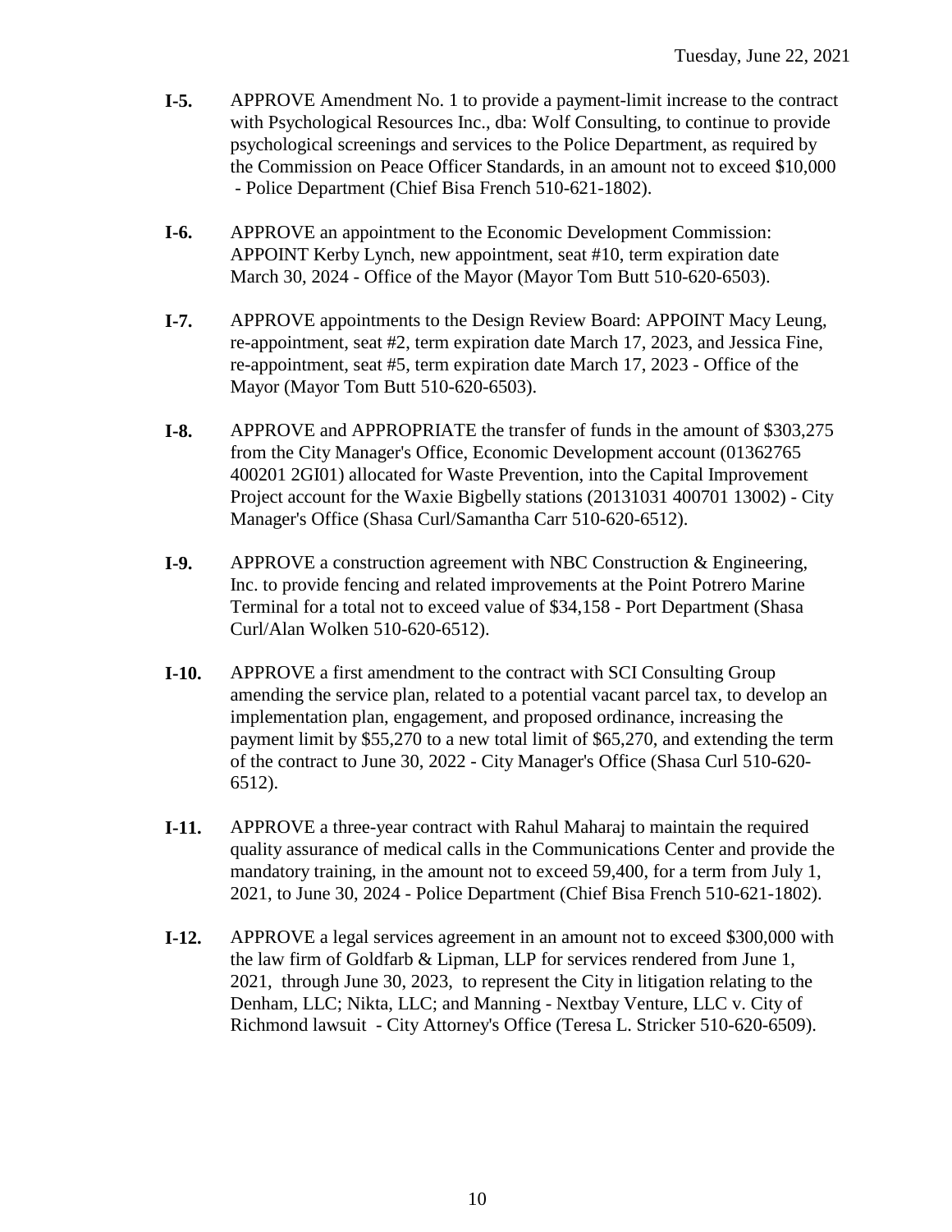**I-5.** APPROVE Amendment No. 1 to provide a payment-limit increase to the contract with Psychological Resources Inc., dba: Wolf Consulting, to continue to provide psychological screenings and services to the Police Department, as required by the Commission on Peace Officer Standards, in an amount not to exceed $10,000 - Police Department (Chief Bisa French 510-621-1802).

**I-6.** APPROVE an appointment to the Economic Development Commission: APPOINT Kerby Lynch, new appointment, seat #10, term expiration date March 30, 2024 - Office of the Mayor (Mayor Tom Butt 510-620-6503).

**I-7.** APPROVE appointments to the Design Review Board: APPOINT Macy Leung, re-appointment, seat #2, term expiration date March 17, 2023, and Jessica Fine, re-appointment, seat #5, term expiration date March 17, 2023 - Office of the Mayor (Mayor Tom Butt 510-620-6503).

**I-8.** APPROVE and APPROPRIATE the transfer of funds in the amount of $303,275 from the City Manager's Office, Economic Development account (01362765 400201 2GI01) allocated for Waste Prevention, into the Capital Improvement Project account for the Waxie Bigbelly stations (20131031 400701 13002) - City Manager's Office (Shasa Curl/Samantha Carr 510-620-6512).

**I-9.** APPROVE a construction agreement with NBC Construction & Engineering, Inc. to provide fencing and related improvements at the Point Potrero Marine Terminal for a total not to exceed value of $34,158 - Port Department (Shasa Curl/Alan Wolken 510-620-6512).

**I-10.** APPROVE a first amendment to the contract with SCI Consulting Group amending the service plan, related to a potential vacant parcel tax, to develop an implementation plan, engagement, and proposed ordinance, increasing the payment limit by $55,270 to a new total limit of $65,270, and extending the term of the contract to June 30, 2022 - City Manager's Office (Shasa Curl 510-620-6512).

**I-11.** APPROVE a three-year contract with Rahul Maharaj to maintain the required quality assurance of medical calls in the Communications Center and provide the mandatory training, in the amount not to exceed 59,400, for a term from July 1, 2021, to June 30, 2024 - Police Department (Chief Bisa French 510-621-1802).

**I-12.** APPROVE a legal services agreement in an amount not to exceed $300,000 with the law firm of Goldfarb & Lipman, LLP for services rendered from June 1, 2021, through June 30, 2023, to represent the City in litigation relating to the Denham, LLC; Nikta, LLC; and Manning - Nextbay Venture, LLC v. City of Richmond lawsuit - City Attorney's Office (Teresa L. Stricker 510-620-6509).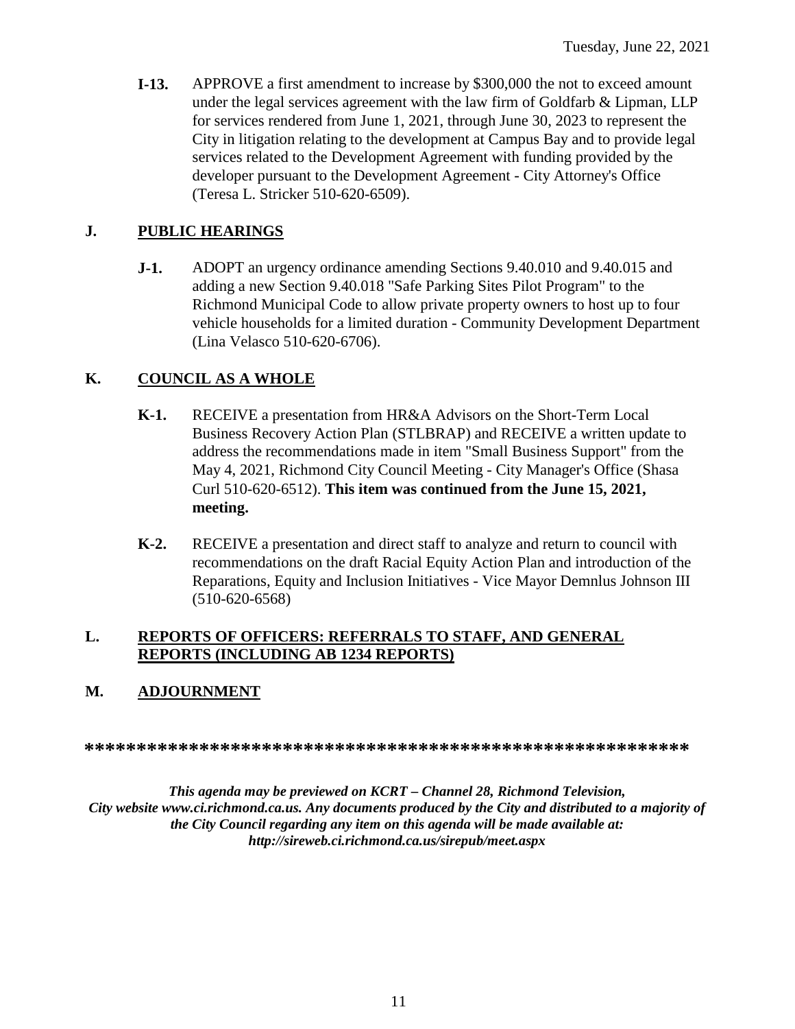**I-13.** APPROVE a first amendment to increase by $300,000 the not to exceed amount under the legal services agreement with the law firm of Goldfarb & Lipman, LLP for services rendered from June 1, 2021, through June 30, 2023 to represent the City in litigation relating to the development at Campus Bay and to provide legal services related to the Development Agreement with funding provided by the developer pursuant to the Development Agreement - City Attorney's Office (Teresa L. Stricker 510-620-6509).

## J. PUBLIC HEARINGS

**J-1.** ADOPT an urgency ordinance amending Sections 9.40.010 and 9.40.015 and adding a new Section 9.40.018 "Safe Parking Sites Pilot Program" to the Richmond Municipal Code to allow private property owners to host up to four vehicle households for a limited duration - Community Development Department (Lina Velasco 510-620-6706).

## K. COUNCIL AS A WHOLE

**K-1.** RECEIVE a presentation from HR&A Advisors on the Short-Term Local Business Recovery Action Plan (STLBRAP) and RECEIVE a written update to address the recommendations made in item "Small Business Support" from the May 4, 2021, Richmond City Council Meeting - City Manager's Office (Shasa Curl 510-620-6512). **This item was continued from the June 15, 2021, meeting.**

**K-2.** RECEIVE a presentation and direct staff to analyze and return to council with recommendations on the draft Racial Equity Action Plan and introduction of the Reparations, Equity and Inclusion Initiatives - Vice Mayor Demnlus Johnson III (510-620-6568)

## L. REPORTS OF OFFICERS: REFERRALS TO STAFF, AND GENERAL REPORTS (INCLUDING AB 1234 REPORTS)

## M. ADJOURNMENT

**********************************************************

***This agenda may be previewed on KCRT – Channel 28, Richmond Television, City website www.ci.richmond.ca.us. Any documents produced by the City and distributed to a majority of the City Council regarding any item on this agenda will be made available at: http://sireweb.ci.richmond.ca.us/sirepub/meet.aspx***